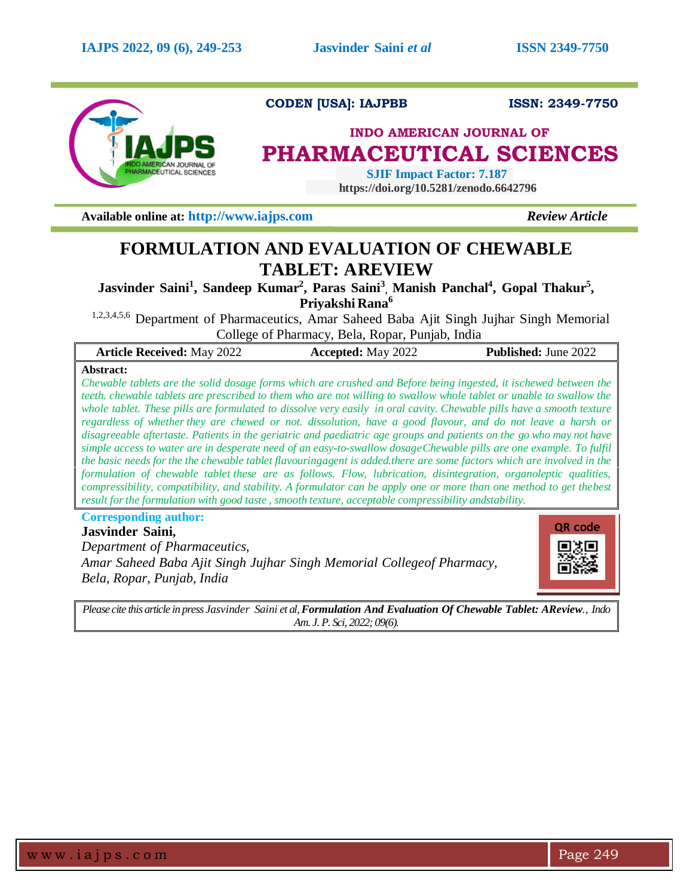**CODEN [USA]: IAJPBB** **ISSN: 2349-7750**

**INDO AMERICAN JOURNAL OF**

# PHARMACEUTICAL SCIENCES

**SJIF Impact Factor: 7.187**
**https://doi.org/10.5281/zenodo.6642796**

**Available online at: http://www.iajps.com** *Review Article*

# FORMULATION AND EVALUATION OF CHEWABLE TABLET: AREVIEW

**Jasvinder Saini[1], Sandeep Kumar[2], Paras Saini[3], Manish Panchal[4], Gopal Thakur[5], Priyakshi Rana[6]**

[1,2,3,4,5,6] Department of Pharmaceutics, Amar Saheed Baba Ajit Singh Jujhar Singh Memorial College of Pharmacy, Bela, Ropar, Punjab, India

| **Article Received:** May 2022 | **Accepted:** May 2022 | **Published:** June 2022 |
|---|---|---|

**Abstract:**

*Chewable tablets are the solid dosage forms which are crushed and Before being ingested, it ischewed between the teeth. chewable tablets are prescribed to them who are not willing to swallow whole tablet or unable to swallow the whole tablet. These pills are formulated to dissolve very easily in oral cavity. Chewable pills have a smooth texture regardless of whether they are chewed or not. dissolution, have a good flavour, and do not leave a harsh or disagreeable aftertaste. Patients in the geriatric and paediatric age groups and patients on the go who may not have simple access to water are in desperate need of an easy-to-swallow dosageChewable pills are one example. To fulfil the basic needs for the the chewable tablet flavouringagent is added.there are some factors which are involved in the formulation of chewable tablet these are as follows. Flow, lubrication, disintegration, organoleptic qualities, compressibility, compatibility, and stability. A formulator can be apply one or more than one method to get thebest result for the formulation with good taste , smooth texture, acceptable compressibility andstability.*

**Corresponding author:**

**Jasvinder Saini,**
*Department of Pharmaceutics,*
*Amar Saheed Baba Ajit Singh Jujhar Singh Memorial Collegeof Pharmacy,*
*Bela, Ropar, Punjab, India*

QR code

*Please cite this article in press Jasvinder Saini et al,* ***Formulation And Evaluation Of Chewable Tablet: AReview.****, Indo Am. J. P. Sci, 2022; 09(6).*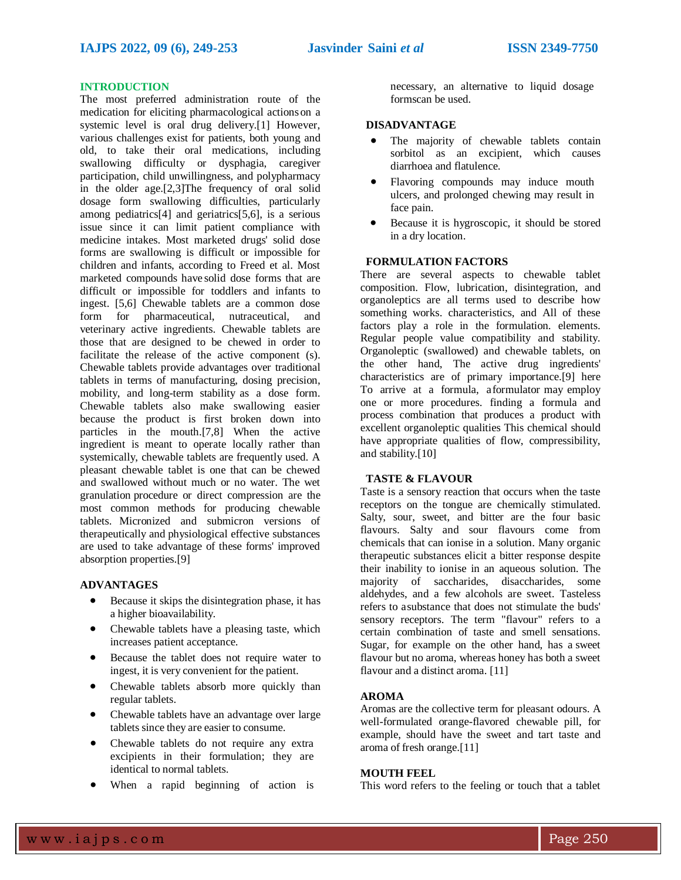## INTRODUCTION

The most preferred administration route of the medication for eliciting pharmacological actions on a systemic level is oral drug delivery.[1] However, various challenges exist for patients, both young and old, to take their oral medications, including swallowing difficulty or dysphagia, caregiver participation, child unwillingness, and polypharmacy in the older age.[2,3]The frequency of oral solid dosage form swallowing difficulties, particularly among pediatrics[4] and geriatrics[5,6], is a serious issue since it can limit patient compliance with medicine intakes. Most marketed drugs' solid dose forms are swallowing is difficult or impossible for children and infants, according to Freed et al. Most marketed compounds have solid dose forms that are difficult or impossible for toddlers and infants to ingest. [5,6] Chewable tablets are a common dose form for pharmaceutical, nutraceutical, and veterinary active ingredients. Chewable tablets are those that are designed to be chewed in order to facilitate the release of the active component (s). Chewable tablets provide advantages over traditional tablets in terms of manufacturing, dosing precision, mobility, and long-term stability as a dose form. Chewable tablets also make swallowing easier because the product is first broken down into particles in the mouth.[7,8] When the active ingredient is meant to operate locally rather than systemically, chewable tablets are frequently used. A pleasant chewable tablet is one that can be chewed and swallowed without much or no water. The wet granulation procedure or direct compression are the most common methods for producing chewable tablets. Micronized and submicron versions of therapeutically and physiological effective substances are used to take advantage of these forms' improved absorption properties.[9]

## ADVANTAGES

- Because it skips the disintegration phase, it has a higher bioavailability.
- Chewable tablets have a pleasing taste, which increases patient acceptance.
- Because the tablet does not require water to ingest, it is very convenient for the patient.
- Chewable tablets absorb more quickly than regular tablets.
- Chewable tablets have an advantage over large tablets since they are easier to consume.
- Chewable tablets do not require any extra excipients in their formulation; they are identical to normal tablets.
- When a rapid beginning of action is necessary, an alternative to liquid dosage formscan be used.

## DISADVANTAGE

- The majority of chewable tablets contain sorbitol as an excipient, which causes diarrhoea and flatulence.
- Flavoring compounds may induce mouth ulcers, and prolonged chewing may result in face pain.
- Because it is hygroscopic, it should be stored in a dry location.

## FORMULATION FACTORS

There are several aspects to chewable tablet composition. Flow, lubrication, disintegration, and organoleptics are all terms used to describe how something works. characteristics, and All of these factors play a role in the formulation. elements. Regular people value compatibility and stability. Organoleptic (swallowed) and chewable tablets, on the other hand, The active drug ingredients' characteristics are of primary importance.[9] here To arrive at a formula, a formulator may employ one or more procedures. finding a formula and process combination that produces a product with excellent organoleptic qualities This chemical should have appropriate qualities of flow, compressibility, and stability.[10]

## TASTE & FLAVOUR

Taste is a sensory reaction that occurs when the taste receptors on the tongue are chemically stimulated. Salty, sour, sweet, and bitter are the four basic flavours. Salty and sour flavours come from chemicals that can ionise in a solution. Many organic therapeutic substances elicit a bitter response despite their inability to ionise in an aqueous solution. The majority of saccharides, disaccharides, some aldehydes, and a few alcohols are sweet. Tasteless refers to a substance that does not stimulate the buds' sensory receptors. The term "flavour" refers to a certain combination of taste and smell sensations. Sugar, for example on the other hand, has a sweet flavour but no aroma, whereas honey has both a sweet flavour and a distinct aroma. [11]

## AROMA

Aromas are the collective term for pleasant odours. A well-formulated orange-flavored chewable pill, for example, should have the sweet and tart taste and aroma of fresh orange.[11]

## MOUTH FEEL

This word refers to the feeling or touch that a tablet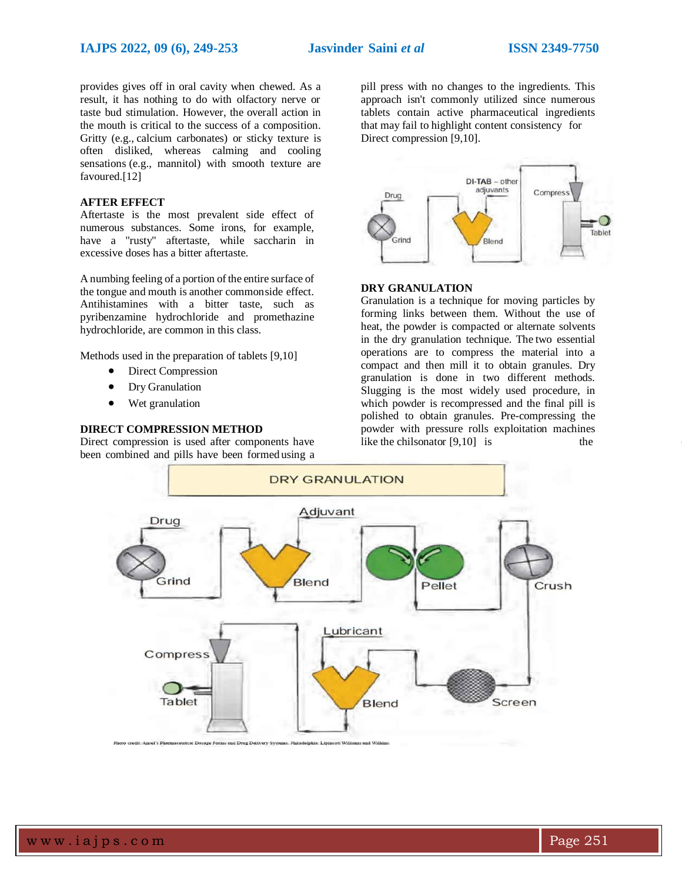provides gives off in oral cavity when chewed. As a result, it has nothing to do with olfactory nerve or taste bud stimulation. However, the overall action in the mouth is critical to the success of a composition. Gritty (e.g., calcium carbonates) or sticky texture is often disliked, whereas calming and cooling sensations (e.g., mannitol) with smooth texture are favoured.[12]

**AFTER EFFECT**

Aftertaste is the most prevalent side effect of numerous substances. Some irons, for example, have a "rusty" aftertaste, while saccharin in excessive doses has a bitter aftertaste.

A numbing feeling of a portion of the entire surface of the tongue and mouth is another commonside effect. Antihistamines with a bitter taste, such as pyribenzamine hydrochloride and promethazine hydrochloride, are common in this class.

Methods used in the preparation of tablets [9,10]

- Direct Compression
- Dry Granulation
- Wet granulation

**DIRECT COMPRESSION METHOD**

Direct compression is used after components have been combined and pills have been formed using a pill press with no changes to the ingredients. This approach isn't commonly utilized since numerous tablets contain active pharmaceutical ingredients that may fail to highlight content consistency for Direct compression [9,10].

**DRY GRANULATION**

Granulation is a technique for moving particles by forming links between them. Without the use of heat, the powder is compacted or alternate solvents in the dry granulation technique. The two essential operations are to compress the material into a compact and then mill it to obtain granules. Dry granulation is done in two different methods. Slugging is the most widely used procedure, in which powder is recompressed and the final pill is polished to obtain granules. Pre-compressing the powder with pressure rolls exploitation machines like the chilsonator [9,10] is the

Photo credit: Ansel's Pharmaceutical Dosage Forms and Drug Delivery Systems. Philadelphia: Lippincott Williams and Wilkins.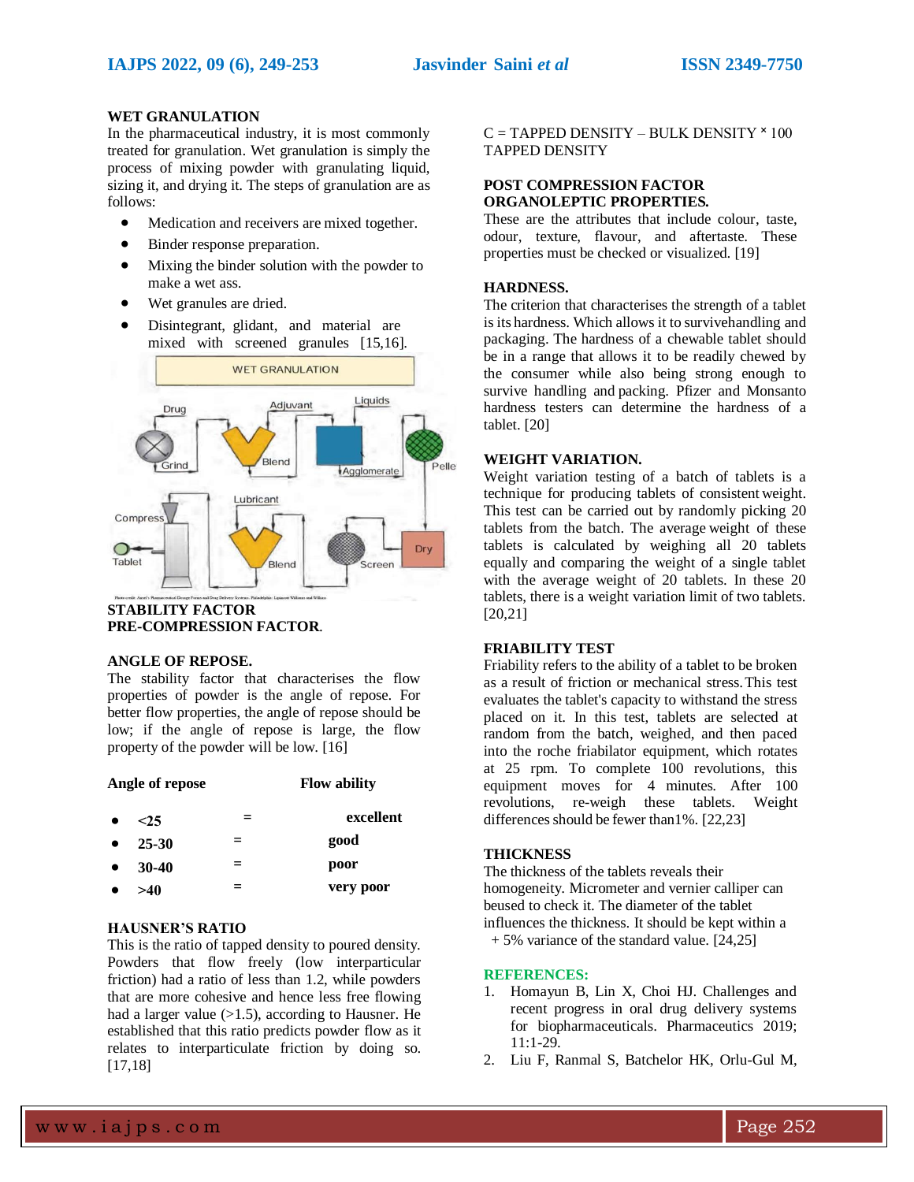**WET GRANULATION**

In the pharmaceutical industry, it is most commonly treated for granulation. Wet granulation is simply the process of mixing powder with granulating liquid, sizing it, and drying it. The steps of granulation are as follows:

- Medication and receivers are mixed together.
- Binder response preparation.
- Mixing the binder solution with the powder to make a wet ass.
- Wet granules are dried.
- Disintegrant, glidant, and material are mixed with screened granules [15,16].

**STABILITY FACTOR**
**PRE-COMPRESSION FACTOR.**

**ANGLE OF REPOSE.**

The stability factor that characterises the flow properties of powder is the angle of repose. For better flow properties, the angle of repose should be low; if the angle of repose is large, the flow property of the powder will be low. [16]

| Angle of repose | | Flow ability |
|---|---|---|
| <25 | = | excellent |
| 25-30 | = | good |
| 30-40 | = | poor |
| >40 | = | very poor |

**HAUSNER'S RATIO**

This is the ratio of tapped density to poured density. Powders that flow freely (low interparticular friction) had a ratio of less than 1.2, while powders that are more cohesive and hence less free flowing had a larger value (>1.5), according to Hausner. He established that this ratio predicts powder flow as it relates to interparticulate friction by doing so. [17,18]

$$C = \frac{\text{TAPPED DENSITY} - \text{BULK DENSITY}}{\text{TAPPED DENSITY}} \times 100$$

**POST COMPRESSION FACTOR**
**ORGANOLEPTIC PROPERTIES.**

These are the attributes that include colour, taste, odour, texture, flavour, and aftertaste. These properties must be checked or visualized. [19]

**HARDNESS.**

The criterion that characterises the strength of a tablet is its hardness. Which allows it to survivehandling and packaging. The hardness of a chewable tablet should be in a range that allows it to be readily chewed by the consumer while also being strong enough to survive handling and packing. Pfizer and Monsanto hardness testers can determine the hardness of a tablet. [20]

**WEIGHT VARIATION.**

Weight variation testing of a batch of tablets is a technique for producing tablets of consistent weight. This test can be carried out by randomly picking 20 tablets from the batch. The average weight of these tablets is calculated by weighing all 20 tablets equally and comparing the weight of a single tablet with the average weight of 20 tablets. In these 20 tablets, there is a weight variation limit of two tablets. [20,21]

**FRIABILITY TEST**

Friability refers to the ability of a tablet to be broken as a result of friction or mechanical stress. This test evaluates the tablet's capacity to withstand the stress placed on it. In this test, tablets are selected at random from the batch, weighed, and then paced into the roche friabilator equipment, which rotates at 25 rpm. To complete 100 revolutions, this equipment moves for 4 minutes. After 100 revolutions, re-weigh these tablets. Weight differences should be fewer than1%. [22,23]

**THICKNESS**

The thickness of the tablets reveals their homogeneity. Micrometer and vernier calliper can beused to check it. The diameter of the tablet influences the thickness. It should be kept within a + 5% variance of the standard value. [24,25]

**REFERENCES:**

1. Homayun B, Lin X, Choi HJ. Challenges and recent progress in oral drug delivery systems for biopharmaceuticals. Pharmaceutics 2019; 11:1-29.
2. Liu F, Ranmal S, Batchelor HK, Orlu-Gul M,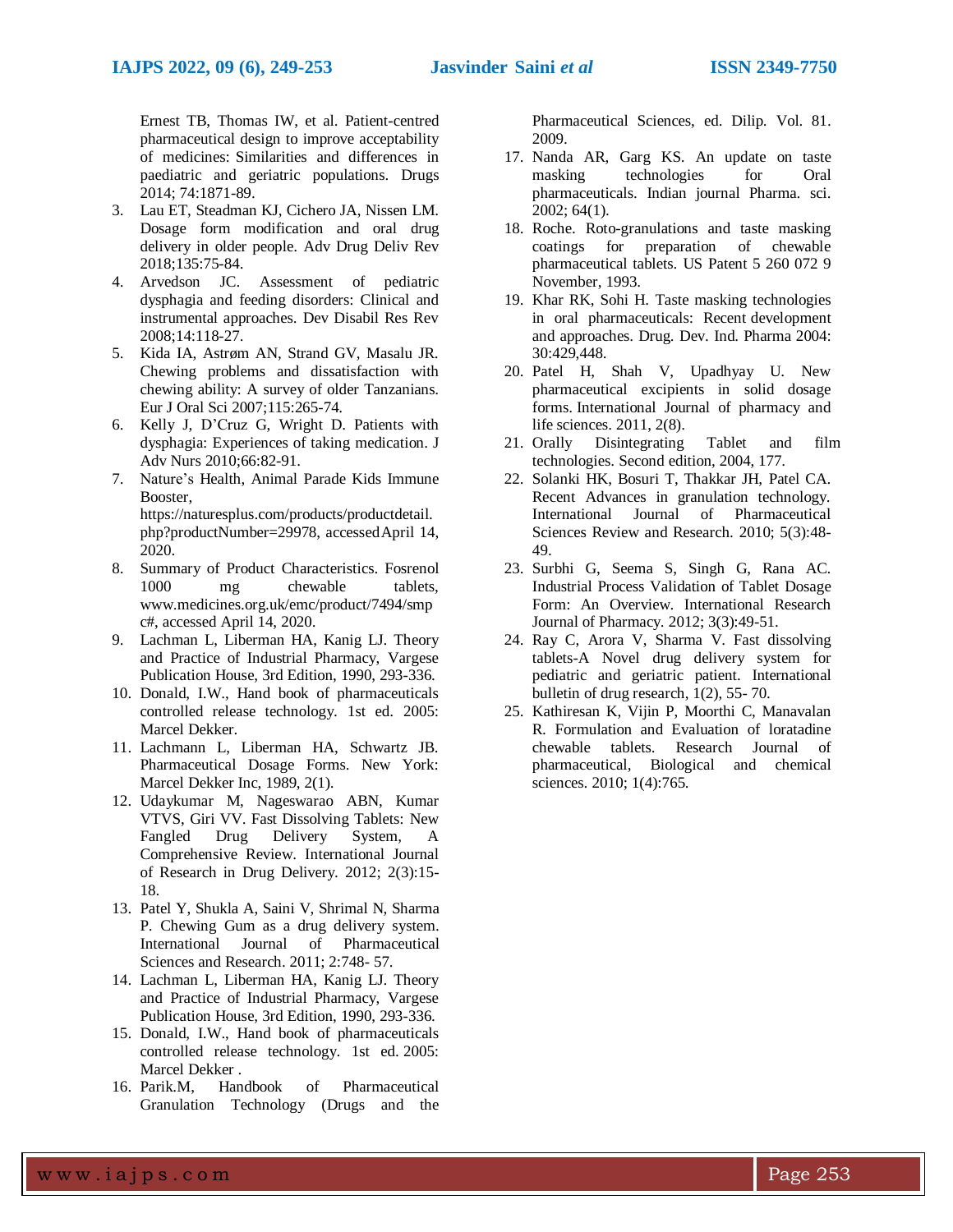Ernest TB, Thomas IW, et al. Patient-centred pharmaceutical design to improve acceptability of medicines: Similarities and differences in paediatric and geriatric populations. Drugs 2014; 74:1871-89.

3. Lau ET, Steadman KJ, Cichero JA, Nissen LM. Dosage form modification and oral drug delivery in older people. Adv Drug Deliv Rev 2018;135:75-84.
4. Arvedson JC. Assessment of pediatric dysphagia and feeding disorders: Clinical and instrumental approaches. Dev Disabil Res Rev 2008;14:118-27.
5. Kida IA, Astrøm AN, Strand GV, Masalu JR. Chewing problems and dissatisfaction with chewing ability: A survey of older Tanzanians. Eur J Oral Sci 2007;115:265-74.
6. Kelly J, D'Cruz G, Wright D. Patients with dysphagia: Experiences of taking medication. J Adv Nurs 2010;66:82-91.
7. Nature's Health, Animal Parade Kids Immune Booster, https://naturesplus.com/products/productdetail.php?productNumber=29978, accessed April 14, 2020.
8. Summary of Product Characteristics. Fosrenol 1000 mg chewable tablets, www.medicines.org.uk/emc/product/7494/smpc#, accessed April 14, 2020.
9. Lachman L, Liberman HA, Kanig LJ. Theory and Practice of Industrial Pharmacy, Vargese Publication House, 3rd Edition, 1990, 293-336.
10. Donald, I.W., Hand book of pharmaceuticals controlled release technology. 1st ed. 2005: Marcel Dekker.
11. Lachmann L, Liberman HA, Schwartz JB. Pharmaceutical Dosage Forms. New York: Marcel Dekker Inc, 1989, 2(1).
12. Udaykumar M, Nageswarao ABN, Kumar VTVS, Giri VV. Fast Dissolving Tablets: New Fangled Drug Delivery System, A Comprehensive Review. International Journal of Research in Drug Delivery. 2012; 2(3):15-18.
13. Patel Y, Shukla A, Saini V, Shrimal N, Sharma P. Chewing Gum as a drug delivery system. International Journal of Pharmaceutical Sciences and Research. 2011; 2:748- 57.
14. Lachman L, Liberman HA, Kanig LJ. Theory and Practice of Industrial Pharmacy, Vargese Publication House, 3rd Edition, 1990, 293-336.
15. Donald, I.W., Hand book of pharmaceuticals controlled release technology. 1st ed. 2005: Marcel Dekker .
16. Parik.M, Handbook of Pharmaceutical Granulation Technology (Drugs and the Pharmaceutical Sciences, ed. Dilip. Vol. 81. 2009.
17. Nanda AR, Garg KS. An update on taste masking technologies for Oral pharmaceuticals. Indian journal Pharma. sci. 2002; 64(1).
18. Roche. Roto-granulations and taste masking coatings for preparation of chewable pharmaceutical tablets. US Patent 5 260 072 9 November, 1993.
19. Khar RK, Sohi H. Taste masking technologies in oral pharmaceuticals: Recent development and approaches. Drug. Dev. Ind. Pharma 2004: 30:429,448.
20. Patel H, Shah V, Upadhyay U. New pharmaceutical excipients in solid dosage forms. International Journal of pharmacy and life sciences. 2011, 2(8).
21. Orally Disintegrating Tablet and film technologies. Second edition, 2004, 177.
22. Solanki HK, Bosuri T, Thakkar JH, Patel CA. Recent Advances in granulation technology. International Journal of Pharmaceutical Sciences Review and Research. 2010; 5(3):48-49.
23. Surbhi G, Seema S, Singh G, Rana AC. Industrial Process Validation of Tablet Dosage Form: An Overview. International Research Journal of Pharmacy. 2012; 3(3):49-51.
24. Ray C, Arora V, Sharma V. Fast dissolving tablets-A Novel drug delivery system for pediatric and geriatric patient. International bulletin of drug research, 1(2), 55- 70.
25. Kathiresan K, Vijin P, Moorthi C, Manavalan R. Formulation and Evaluation of loratadine chewable tablets. Research Journal of pharmaceutical, Biological and chemical sciences. 2010; 1(4):765.